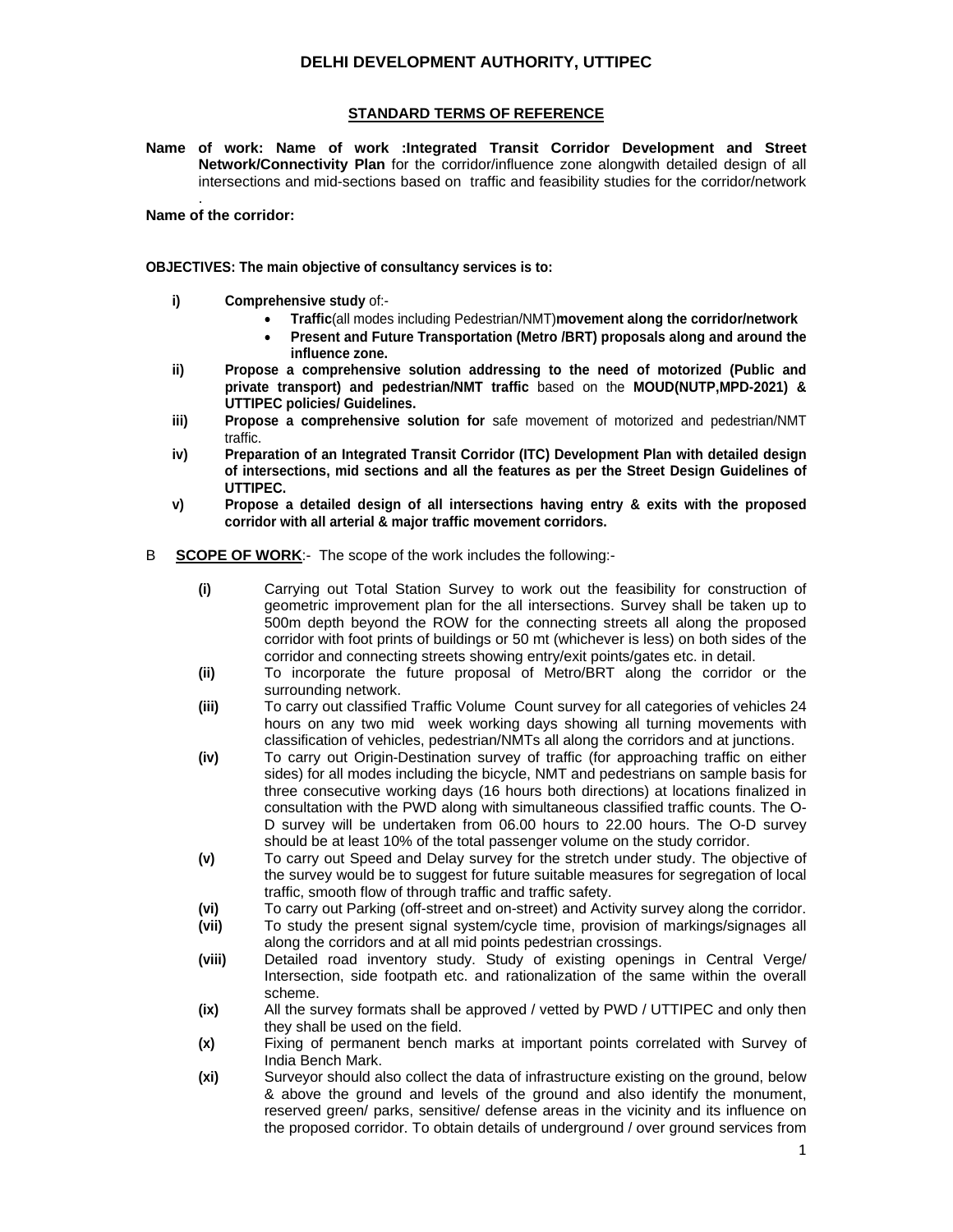# DELHI DEVELOPMENT AUTHORITY, UTTIPEC

## STANDARD TERMS OF REFERENCE

**Name of work: Name of work :Integrated Transit Corridor Development and Street Network/Connectivity Plan** for the corridor/influence zone alongwith detailed design of all intersections and mid-sections based on traffic and feasibility studies for the corridor/network

.

**Name of the corridor:**

**OBJECTIVES: The main objective of consultancy services is to:**

- **i)** **Comprehensive study** of:-
  - **Traffic**(all modes including Pedestrian/NMT)**movement along the corridor/network**
  - **Present and Future Transportation (Metro /BRT) proposals along and around the influence zone.**
- **ii)** **Propose a comprehensive solution addressing to the need of motorized (Public and private transport) and pedestrian/NMT traffic** based on the **MOUD(NUTP,MPD-2021) & UTTIPEC policies/ Guidelines.**
- **iii)** **Propose a comprehensive solution for** safe movement of motorized and pedestrian/NMT traffic.
- **iv)** **Preparation of an Integrated Transit Corridor (ITC) Development Plan with detailed design of intersections, mid sections and all the features as per the Street Design Guidelines of UTTIPEC.**
- **v)** **Propose a detailed design of all intersections having entry & exits with the proposed corridor with all arterial & major traffic movement corridors.**

B **SCOPE OF WORK**:- The scope of the work includes the following:-

- **(i)** Carrying out Total Station Survey to work out the feasibility for construction of geometric improvement plan for the all intersections. Survey shall be taken up to 500m depth beyond the ROW for the connecting streets all along the proposed corridor with foot prints of buildings or 50 mt (whichever is less) on both sides of the corridor and connecting streets showing entry/exit points/gates etc. in detail.
- **(ii)** To incorporate the future proposal of Metro/BRT along the corridor or the surrounding network.
- **(iii)** To carry out classified Traffic Volume Count survey for all categories of vehicles 24 hours on any two mid week working days showing all turning movements with classification of vehicles, pedestrian/NMTs all along the corridors and at junctions.
- **(iv)** To carry out Origin-Destination survey of traffic (for approaching traffic on either sides) for all modes including the bicycle, NMT and pedestrians on sample basis for three consecutive working days (16 hours both directions) at locations finalized in consultation with the PWD along with simultaneous classified traffic counts. The O-D survey will be undertaken from 06.00 hours to 22.00 hours. The O-D survey should be at least 10% of the total passenger volume on the study corridor.
- **(v)** To carry out Speed and Delay survey for the stretch under study. The objective of the survey would be to suggest for future suitable measures for segregation of local traffic, smooth flow of through traffic and traffic safety.
- **(vi)** To carry out Parking (off-street and on-street) and Activity survey along the corridor.
- **(vii)** To study the present signal system/cycle time, provision of markings/signages all along the corridors and at all mid points pedestrian crossings.
- **(viii)** Detailed road inventory study. Study of existing openings in Central Verge/ Intersection, side footpath etc. and rationalization of the same within the overall scheme.
- **(ix)** All the survey formats shall be approved / vetted by PWD / UTTIPEC and only then they shall be used on the field.
- **(x)** Fixing of permanent bench marks at important points correlated with Survey of India Bench Mark.
- **(xi)** Surveyor should also collect the data of infrastructure existing on the ground, below & above the ground and levels of the ground and also identify the monument, reserved green/ parks, sensitive/ defense areas in the vicinity and its influence on the proposed corridor. To obtain details of underground / over ground services from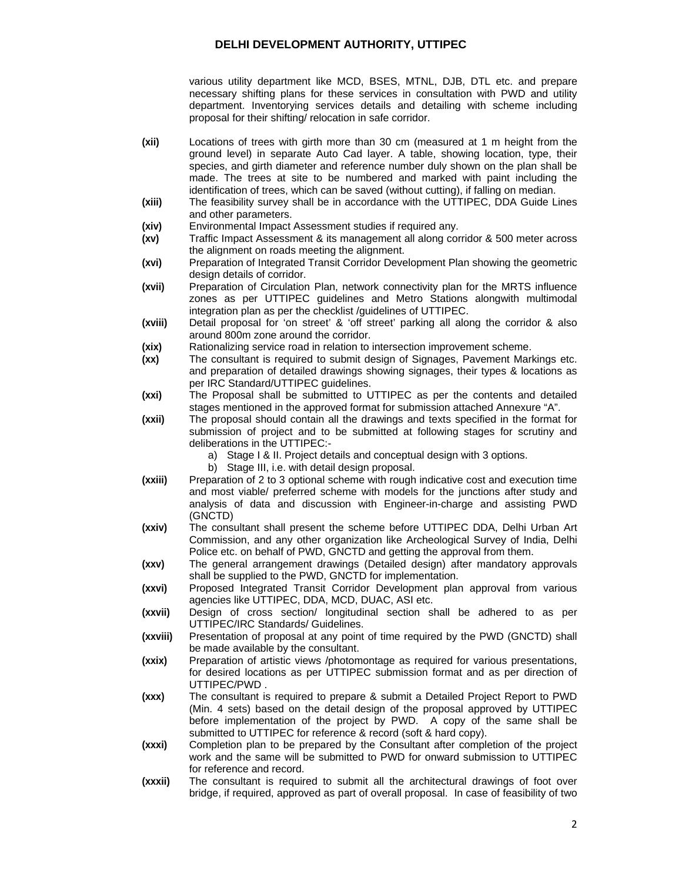various utility department like MCD, BSES, MTNL, DJB, DTL etc. and prepare necessary shifting plans for these services in consultation with PWD and utility department. Inventorying services details and detailing with scheme including proposal for their shifting/ relocation in safe corridor.

**(xii)** Locations of trees with girth more than 30 cm (measured at 1 m height from the ground level) in separate Auto Cad layer. A table, showing location, type, their species, and girth diameter and reference number duly shown on the plan shall be made. The trees at site to be numbered and marked with paint including the identification of trees, which can be saved (without cutting), if falling on median.

**(xiii)** The feasibility survey shall be in accordance with the UTTIPEC, DDA Guide Lines and other parameters.

**(xiv)** Environmental Impact Assessment studies if required any.

**(xv)** Traffic Impact Assessment & its management all along corridor & 500 meter across the alignment on roads meeting the alignment.

**(xvi)** Preparation of Integrated Transit Corridor Development Plan showing the geometric design details of corridor.

**(xvii)** Preparation of Circulation Plan, network connectivity plan for the MRTS influence zones as per UTTIPEC guidelines and Metro Stations alongwith multimodal integration plan as per the checklist /guidelines of UTTIPEC.

**(xviii)** Detail proposal for 'on street' & 'off street' parking all along the corridor & also around 800m zone around the corridor.

**(xix)** Rationalizing service road in relation to intersection improvement scheme.

**(xx)** The consultant is required to submit design of Signages, Pavement Markings etc. and preparation of detailed drawings showing signages, their types & locations as per IRC Standard/UTTIPEC guidelines.

**(xxi)** The Proposal shall be submitted to UTTIPEC as per the contents and detailed stages mentioned in the approved format for submission attached Annexure "A".

**(xxii)** The proposal should contain all the drawings and texts specified in the format for submission of project and to be submitted at following stages for scrutiny and deliberations in the UTTIPEC:-

a) Stage I & II. Project details and conceptual design with 3 options.
b) Stage III, i.e. with detail design proposal.

**(xxiii)** Preparation of 2 to 3 optional scheme with rough indicative cost and execution time and most viable/ preferred scheme with models for the junctions after study and analysis of data and discussion with Engineer-in-charge and assisting PWD (GNCTD)

**(xxiv)** The consultant shall present the scheme before UTTIPEC DDA, Delhi Urban Art Commission, and any other organization like Archeological Survey of India, Delhi Police etc. on behalf of PWD, GNCTD and getting the approval from them.

**(xxv)** The general arrangement drawings (Detailed design) after mandatory approvals shall be supplied to the PWD, GNCTD for implementation.

**(xxvi)** Proposed Integrated Transit Corridor Development plan approval from various agencies like UTTIPEC, DDA, MCD, DUAC, ASI etc.

**(xxvii)** Design of cross section/ longitudinal section shall be adhered to as per UTTIPEC/IRC Standards/ Guidelines.

**(xxviii)** Presentation of proposal at any point of time required by the PWD (GNCTD) shall be made available by the consultant.

**(xxix)** Preparation of artistic views /photomontage as required for various presentations, for desired locations as per UTTIPEC submission format and as per direction of UTTIPEC/PWD .

**(xxx)** The consultant is required to prepare & submit a Detailed Project Report to PWD (Min. 4 sets) based on the detail design of the proposal approved by UTTIPEC before implementation of the project by PWD. A copy of the same shall be submitted to UTTIPEC for reference & record (soft & hard copy).

**(xxxi)** Completion plan to be prepared by the Consultant after completion of the project work and the same will be submitted to PWD for onward submission to UTTIPEC for reference and record.

**(xxxii)** The consultant is required to submit all the architectural drawings of foot over bridge, if required, approved as part of overall proposal. In case of feasibility of two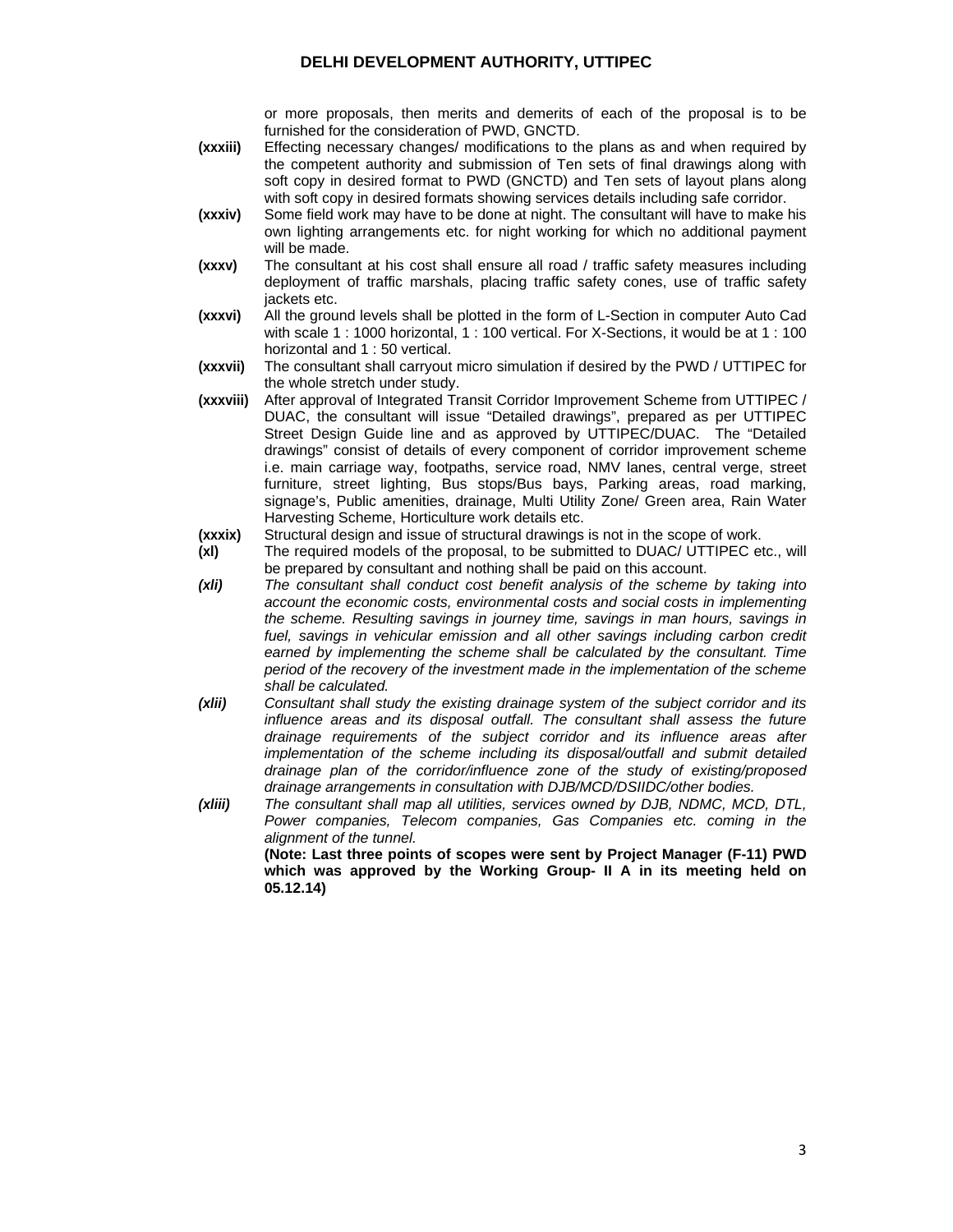or more proposals, then merits and demerits of each of the proposal is to be furnished for the consideration of PWD, GNCTD.

**(xxxiii)** Effecting necessary changes/ modifications to the plans as and when required by the competent authority and submission of Ten sets of final drawings along with soft copy in desired format to PWD (GNCTD) and Ten sets of layout plans along with soft copy in desired formats showing services details including safe corridor.

**(xxxiv)** Some field work may have to be done at night. The consultant will have to make his own lighting arrangements etc. for night working for which no additional payment will be made.

**(xxxv)** The consultant at his cost shall ensure all road / traffic safety measures including deployment of traffic marshals, placing traffic safety cones, use of traffic safety jackets etc.

**(xxxvi)** All the ground levels shall be plotted in the form of L-Section in computer Auto Cad with scale 1 : 1000 horizontal, 1 : 100 vertical. For X-Sections, it would be at 1 : 100 horizontal and 1 : 50 vertical.

**(xxxvii)** The consultant shall carryout micro simulation if desired by the PWD / UTTIPEC for the whole stretch under study.

**(xxxviii)** After approval of Integrated Transit Corridor Improvement Scheme from UTTIPEC / DUAC, the consultant will issue "Detailed drawings", prepared as per UTTIPEC Street Design Guide line and as approved by UTTIPEC/DUAC. The "Detailed drawings" consist of details of every component of corridor improvement scheme i.e. main carriage way, footpaths, service road, NMV lanes, central verge, street furniture, street lighting, Bus stops/Bus bays, Parking areas, road marking, signage's, Public amenities, drainage, Multi Utility Zone/ Green area, Rain Water Harvesting Scheme, Horticulture work details etc.

**(xxxix)** Structural design and issue of structural drawings is not in the scope of work.

**(xl)** The required models of the proposal, to be submitted to DUAC/ UTTIPEC etc., will be prepared by consultant and nothing shall be paid on this account.

***(xli)*** *The consultant shall conduct cost benefit analysis of the scheme by taking into account the economic costs, environmental costs and social costs in implementing the scheme. Resulting savings in journey time, savings in man hours, savings in fuel, savings in vehicular emission and all other savings including carbon credit earned by implementing the scheme shall be calculated by the consultant. Time period of the recovery of the investment made in the implementation of the scheme shall be calculated.*

***(xlii)*** *Consultant shall study the existing drainage system of the subject corridor and its influence areas and its disposal outfall. The consultant shall assess the future drainage requirements of the subject corridor and its influence areas after implementation of the scheme including its disposal/outfall and submit detailed drainage plan of the corridor/influence zone of the study of existing/proposed drainage arrangements in consultation with DJB/MCD/DSIIDC/other bodies.*

***(xliii)*** *The consultant shall map all utilities, services owned by DJB, NDMC, MCD, DTL, Power companies, Telecom companies, Gas Companies etc. coming in the alignment of the tunnel.*

**(Note: Last three points of scopes were sent by Project Manager (F-11) PWD which was approved by the Working Group- II A in its meeting held on 05.12.14)**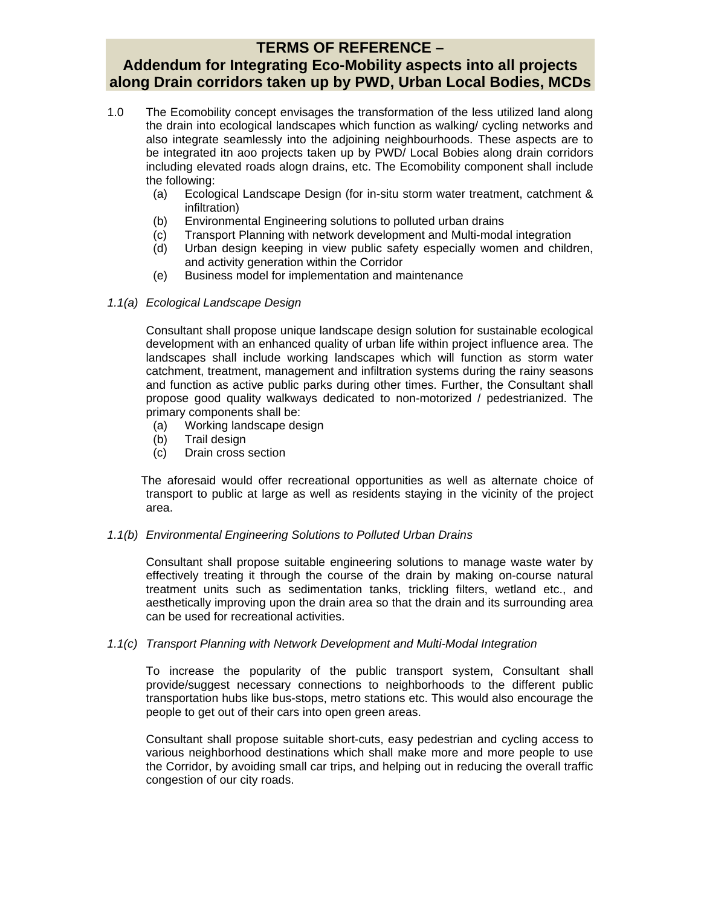# TERMS OF REFERENCE –
# Addendum for Integrating Eco-Mobility aspects into all projects along Drain corridors taken up by PWD, Urban Local Bodies, MCDs

1.0 The Ecomobility concept envisages the transformation of the less utilized land along the drain into ecological landscapes which function as walking/ cycling networks and also integrate seamlessly into the adjoining neighbourhoods. These aspects are to be integrated itn aoo projects taken up by PWD/ Local Bobies along drain corridors including elevated roads alogn drains, etc. The Ecomobility component shall include the following:

(a) Ecological Landscape Design (for in-situ storm water treatment, catchment & infiltration)
(b) Environmental Engineering solutions to polluted urban drains
(c) Transport Planning with network development and Multi-modal integration
(d) Urban design keeping in view public safety especially women and children, and activity generation within the Corridor
(e) Business model for implementation and maintenance

*1.1(a) Ecological Landscape Design*

Consultant shall propose unique landscape design solution for sustainable ecological development with an enhanced quality of urban life within project influence area. The landscapes shall include working landscapes which will function as storm water catchment, treatment, management and infiltration systems during the rainy seasons and function as active public parks during other times. Further, the Consultant shall propose good quality walkways dedicated to non-motorized / pedestrianized. The primary components shall be:

(a) Working landscape design
(b) Trail design
(c) Drain cross section

The aforesaid would offer recreational opportunities as well as alternate choice of transport to public at large as well as residents staying in the vicinity of the project area.

*1.1(b) Environmental Engineering Solutions to Polluted Urban Drains*

Consultant shall propose suitable engineering solutions to manage waste water by effectively treating it through the course of the drain by making on-course natural treatment units such as sedimentation tanks, trickling filters, wetland etc., and aesthetically improving upon the drain area so that the drain and its surrounding area can be used for recreational activities.

*1.1(c) Transport Planning with Network Development and Multi-Modal Integration*

To increase the popularity of the public transport system, Consultant shall provide/suggest necessary connections to neighborhoods to the different public transportation hubs like bus-stops, metro stations etc. This would also encourage the people to get out of their cars into open green areas.

Consultant shall propose suitable short-cuts, easy pedestrian and cycling access to various neighborhood destinations which shall make more and more people to use the Corridor, by avoiding small car trips, and helping out in reducing the overall traffic congestion of our city roads.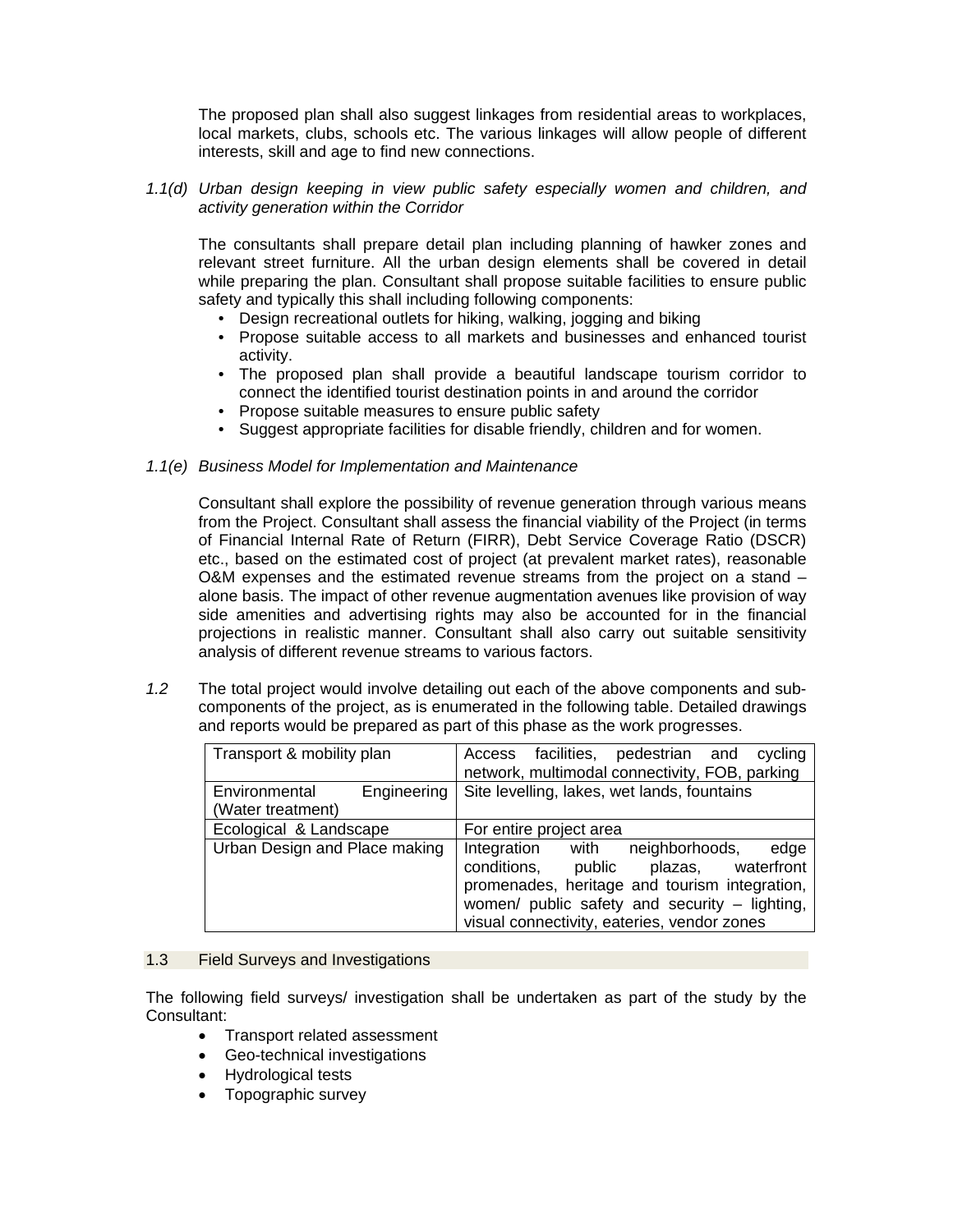The proposed plan shall also suggest linkages from residential areas to workplaces, local markets, clubs, schools etc. The various linkages will allow people of different interests, skill and age to find new connections.

*1.1(d) Urban design keeping in view public safety especially women and children, and activity generation within the Corridor*

The consultants shall prepare detail plan including planning of hawker zones and relevant street furniture. All the urban design elements shall be covered in detail while preparing the plan. Consultant shall propose suitable facilities to ensure public safety and typically this shall including following components:

- Design recreational outlets for hiking, walking, jogging and biking
- Propose suitable access to all markets and businesses and enhanced tourist activity.
- The proposed plan shall provide a beautiful landscape tourism corridor to connect the identified tourist destination points in and around the corridor
- Propose suitable measures to ensure public safety
- Suggest appropriate facilities for disable friendly, children and for women.

*1.1(e) Business Model for Implementation and Maintenance*

Consultant shall explore the possibility of revenue generation through various means from the Project. Consultant shall assess the financial viability of the Project (in terms of Financial Internal Rate of Return (FIRR), Debt Service Coverage Ratio (DSCR) etc., based on the estimated cost of project (at prevalent market rates), reasonable O&M expenses and the estimated revenue streams from the project on a stand – alone basis. The impact of other revenue augmentation avenues like provision of way side amenities and advertising rights may also be accounted for in the financial projections in realistic manner. Consultant shall also carry out suitable sensitivity analysis of different revenue streams to various factors.

*1.2* The total project would involve detailing out each of the above components and sub-components of the project, as is enumerated in the following table. Detailed drawings and reports would be prepared as part of this phase as the work progresses.

| | |
|---|---|
| Transport & mobility plan | Access facilities, pedestrian and cycling network, multimodal connectivity, FOB, parking |
| Environmental Engineering (Water treatment) | Site levelling, lakes, wet lands, fountains |
| Ecological & Landscape | For entire project area |
| Urban Design and Place making | Integration with neighborhoods, edge conditions, public plazas, waterfront promenades, heritage and tourism integration, women/ public safety and security – lighting, visual connectivity, eateries, vendor zones |

## 1.3 Field Surveys and Investigations

The following field surveys/ investigation shall be undertaken as part of the study by the Consultant:

- Transport related assessment
- Geo-technical investigations
- Hydrological tests
- Topographic survey